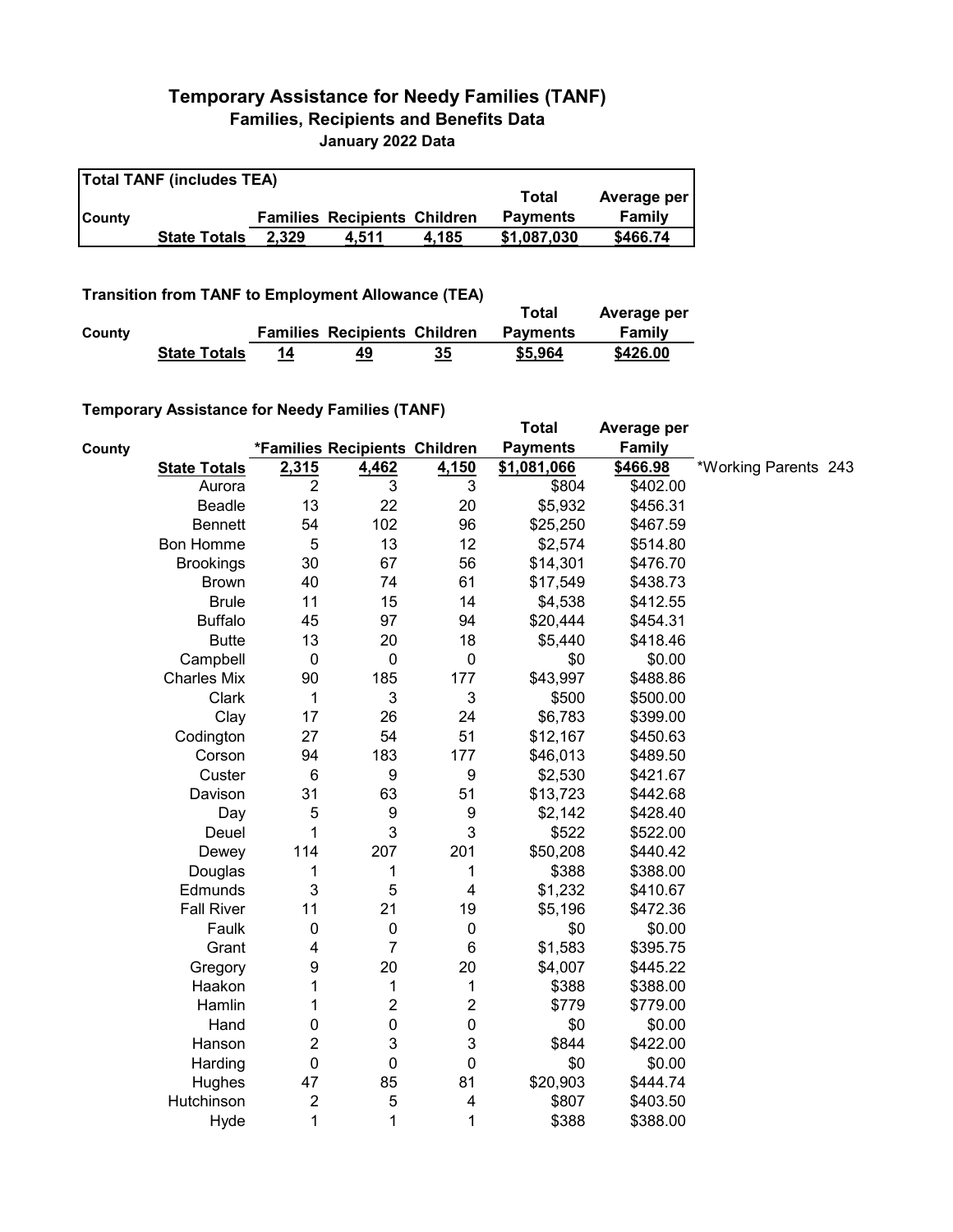# Temporary Assistance for Needy Families (TANF)

## Families, Recipients and Benefits Data

### January 2022 Data

**Total TANF (includes TEA)**

| County | | Families | Recipients | Children | Total Payments | Average per Family |
|---|---|---|---|---|---|---|
| | **State Totals** | **2,329** | **4,511** | **4,185** | **$1,087,030** | **$466.74** |

**Transition from TANF to Employment Allowance (TEA)**

| County | | Families | Recipients | Children | Total Payments | Average per Family |
|---|---|---|---|---|---|---|
| | **State Totals** | **14** | **49** | **35** | **$5,964** | **$426.00** |

**Temporary Assistance for Needy Families (TANF)**

| County | | *Families | Recipients | Children | Total Payments | Average per Family | |
|---|---|---|---|---|---|---|---|
| | **State Totals** | **2,315** | **4,462** | **4,150** | **$1,081,066** | **$466.98** | *Working Parents 243 |
| | Aurora | 2 | 3 | 3 | $804 | $402.00 | |
| | Beadle | 13 | 22 | 20 | $5,932 | $456.31 | |
| | Bennett | 54 | 102 | 96 | $25,250 | $467.59 | |
| | Bon Homme | 5 | 13 | 12 | $2,574 | $514.80 | |
| | Brookings | 30 | 67 | 56 | $14,301 | $476.70 | |
| | Brown | 40 | 74 | 61 | $17,549 | $438.73 | |
| | Brule | 11 | 15 | 14 | $4,538 | $412.55 | |
| | Buffalo | 45 | 97 | 94 | $20,444 | $454.31 | |
| | Butte | 13 | 20 | 18 | $5,440 | $418.46 | |
| | Campbell | 0 | 0 | 0 | $0 | $0.00 | |
| | Charles Mix | 90 | 185 | 177 | $43,997 | $488.86 | |
| | Clark | 1 | 3 | 3 | $500 | $500.00 | |
| | Clay | 17 | 26 | 24 | $6,783 | $399.00 | |
| | Codington | 27 | 54 | 51 | $12,167 | $450.63 | |
| | Corson | 94 | 183 | 177 | $46,013 | $489.50 | |
| | Custer | 6 | 9 | 9 | $2,530 | $421.67 | |
| | Davison | 31 | 63 | 51 | $13,723 | $442.68 | |
| | Day | 5 | 9 | 9 | $2,142 | $428.40 | |
| | Deuel | 1 | 3 | 3 | $522 | $522.00 | |
| | Dewey | 114 | 207 | 201 | $50,208 | $440.42 | |
| | Douglas | 1 | 1 | 1 | $388 | $388.00 | |
| | Edmunds | 3 | 5 | 4 | $1,232 | $410.67 | |
| | Fall River | 11 | 21 | 19 | $5,196 | $472.36 | |
| | Faulk | 0 | 0 | 0 | $0 | $0.00 | |
| | Grant | 4 | 7 | 6 | $1,583 | $395.75 | |
| | Gregory | 9 | 20 | 20 | $4,007 | $445.22 | |
| | Haakon | 1 | 1 | 1 | $388 | $388.00 | |
| | Hamlin | 1 | 2 | 2 | $779 | $779.00 | |
| | Hand | 0 | 0 | 0 | $0 | $0.00 | |
| | Hanson | 2 | 3 | 3 | $844 | $422.00 | |
| | Harding | 0 | 0 | 0 | $0 | $0.00 | |
| | Hughes | 47 | 85 | 81 | $20,903 | $444.74 | |
| | Hutchinson | 2 | 5 | 4 | $807 | $403.50 | |
| | Hyde | 1 | 1 | 1 | $388 | $388.00 | |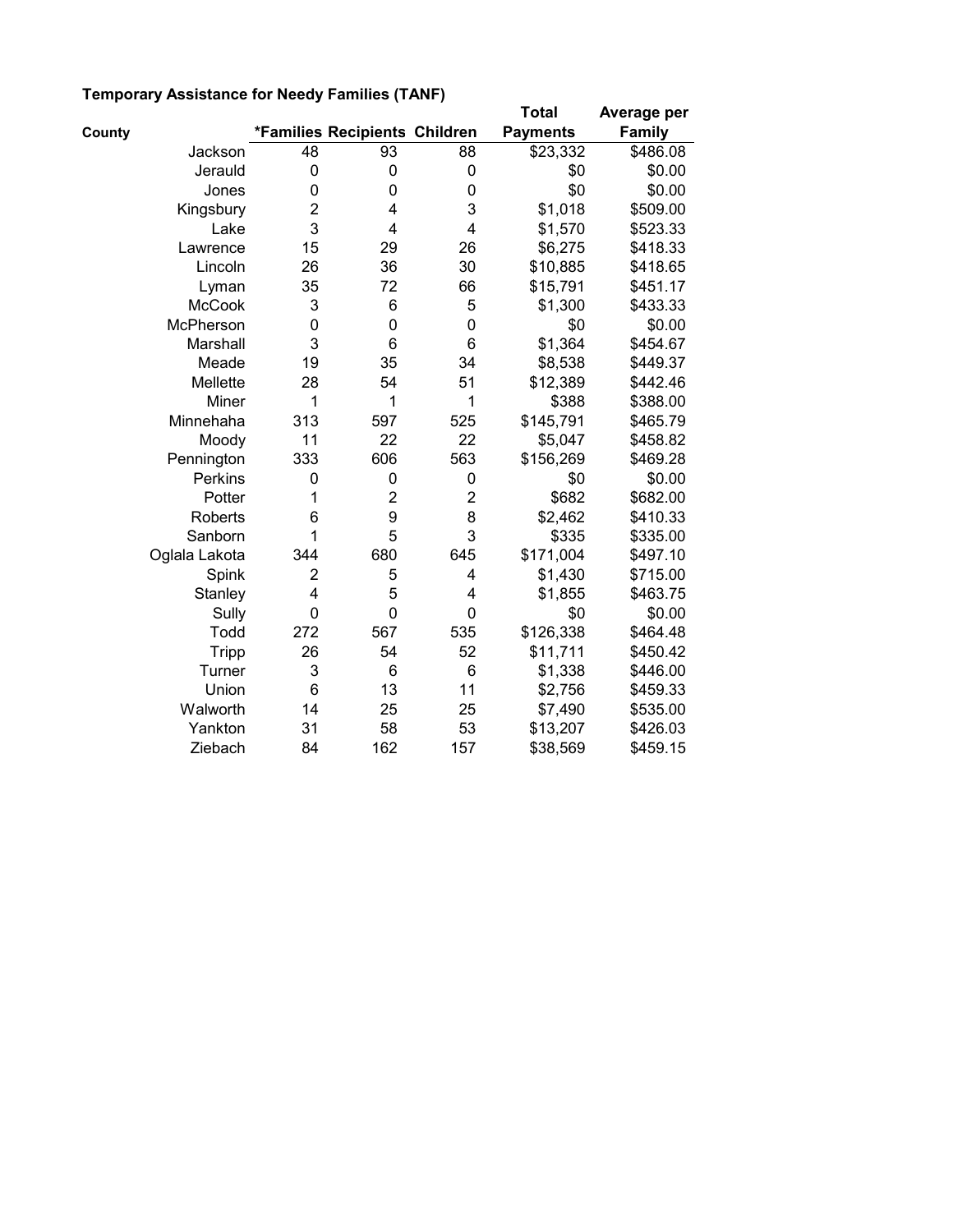**Temporary Assistance for Needy Families (TANF)**

| County | *Families | Recipients | Children | Total Payments | Average per Family |
|---|---|---|---|---|---|
| Jackson | 48 | 93 | 88 | $23,332 | $486.08 |
| Jerauld | 0 | 0 | 0 | $0 | $0.00 |
| Jones | 0 | 0 | 0 | $0 | $0.00 |
| Kingsbury | 2 | 4 | 3 | $1,018 | $509.00 |
| Lake | 3 | 4 | 4 | $1,570 | $523.33 |
| Lawrence | 15 | 29 | 26 | $6,275 | $418.33 |
| Lincoln | 26 | 36 | 30 | $10,885 | $418.65 |
| Lyman | 35 | 72 | 66 | $15,791 | $451.17 |
| McCook | 3 | 6 | 5 | $1,300 | $433.33 |
| McPherson | 0 | 0 | 0 | $0 | $0.00 |
| Marshall | 3 | 6 | 6 | $1,364 | $454.67 |
| Meade | 19 | 35 | 34 | $8,538 | $449.37 |
| Mellette | 28 | 54 | 51 | $12,389 | $442.46 |
| Miner | 1 | 1 | 1 | $388 | $388.00 |
| Minnehaha | 313 | 597 | 525 | $145,791 | $465.79 |
| Moody | 11 | 22 | 22 | $5,047 | $458.82 |
| Pennington | 333 | 606 | 563 | $156,269 | $469.28 |
| Perkins | 0 | 0 | 0 | $0 | $0.00 |
| Potter | 1 | 2 | 2 | $682 | $682.00 |
| Roberts | 6 | 9 | 8 | $2,462 | $410.33 |
| Sanborn | 1 | 5 | 3 | $335 | $335.00 |
| Oglala Lakota | 344 | 680 | 645 | $171,004 | $497.10 |
| Spink | 2 | 5 | 4 | $1,430 | $715.00 |
| Stanley | 4 | 5 | 4 | $1,855 | $463.75 |
| Sully | 0 | 0 | 0 | $0 | $0.00 |
| Todd | 272 | 567 | 535 | $126,338 | $464.48 |
| Tripp | 26 | 54 | 52 | $11,711 | $450.42 |
| Turner | 3 | 6 | 6 | $1,338 | $446.00 |
| Union | 6 | 13 | 11 | $2,756 | $459.33 |
| Walworth | 14 | 25 | 25 | $7,490 | $535.00 |
| Yankton | 31 | 58 | 53 | $13,207 | $426.03 |
| Ziebach | 84 | 162 | 157 | $38,569 | $459.15 |